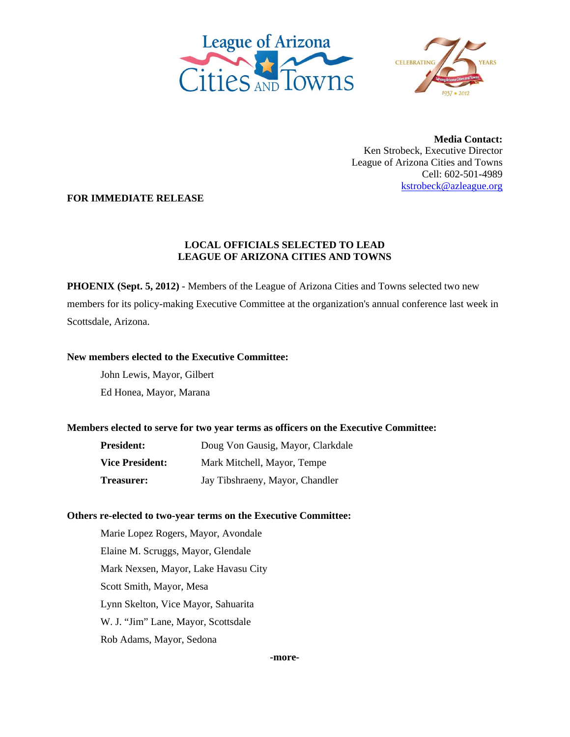**Media Contact:**
Ken Strobeck, Executive Director
League of Arizona Cities and Towns
Cell: 602-501-4989
kstrobeck@azleague.org

**FOR IMMEDIATE RELEASE**

## LOCAL OFFICIALS SELECTED TO LEAD LEAGUE OF ARIZONA CITIES AND TOWNS

**PHOENIX (Sept. 5, 2012)** - Members of the League of Arizona Cities and Towns selected two new members for its policy-making Executive Committee at the organization's annual conference last week in Scottsdale, Arizona.

**New members elected to the Executive Committee:**

John Lewis, Mayor, Gilbert
Ed Honea, Mayor, Marana

**Members elected to serve for two year terms as officers on the Executive Committee:**

| | |
|---|---|
| **President:** | Doug Von Gausig, Mayor, Clarkdale |
| **Vice President:** | Mark Mitchell, Mayor, Tempe |
| **Treasurer:** | Jay Tibshraeny, Mayor, Chandler |

**Others re-elected to two-year terms on the Executive Committee:**

Marie Lopez Rogers, Mayor, Avondale
Elaine M. Scruggs, Mayor, Glendale
Mark Nexsen, Mayor, Lake Havasu City
Scott Smith, Mayor, Mesa
Lynn Skelton, Vice Mayor, Sahuarita
W. J. "Jim" Lane, Mayor, Scottsdale
Rob Adams, Mayor, Sedona

-more-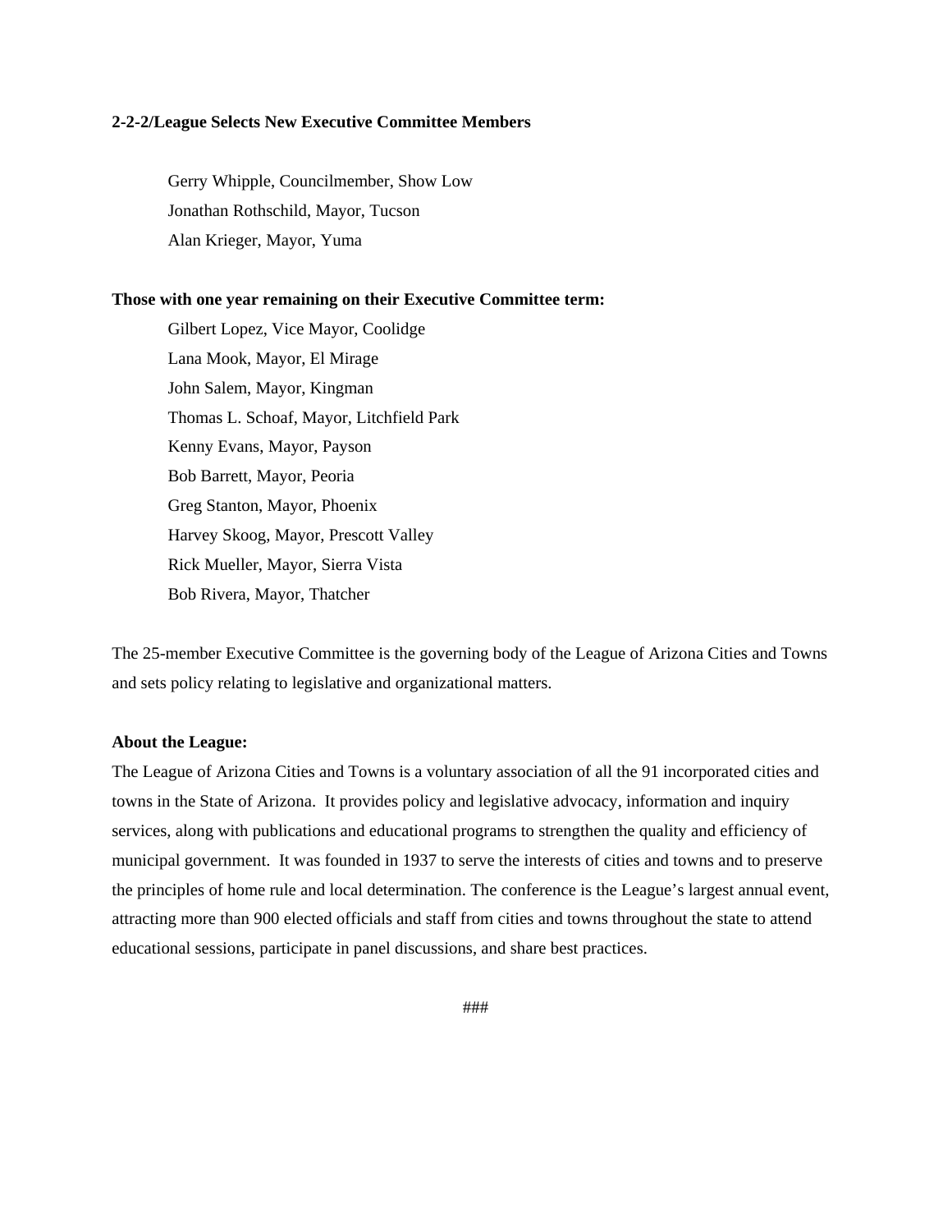**2-2-2/League Selects New Executive Committee Members**

Gerry Whipple, Councilmember, Show Low
Jonathan Rothschild, Mayor, Tucson
Alan Krieger, Mayor, Yuma

**Those with one year remaining on their Executive Committee term:**

Gilbert Lopez, Vice Mayor, Coolidge
Lana Mook, Mayor, El Mirage
John Salem, Mayor, Kingman
Thomas L. Schoaf, Mayor, Litchfield Park
Kenny Evans, Mayor, Payson
Bob Barrett, Mayor, Peoria
Greg Stanton, Mayor, Phoenix
Harvey Skoog, Mayor, Prescott Valley
Rick Mueller, Mayor, Sierra Vista
Bob Rivera, Mayor, Thatcher

The 25-member Executive Committee is the governing body of the League of Arizona Cities and Towns and sets policy relating to legislative and organizational matters.

**About the League:**

The League of Arizona Cities and Towns is a voluntary association of all the 91 incorporated cities and towns in the State of Arizona. It provides policy and legislative advocacy, information and inquiry services, along with publications and educational programs to strengthen the quality and efficiency of municipal government. It was founded in 1937 to serve the interests of cities and towns and to preserve the principles of home rule and local determination. The conference is the League's largest annual event, attracting more than 900 elected officials and staff from cities and towns throughout the state to attend educational sessions, participate in panel discussions, and share best practices.

###